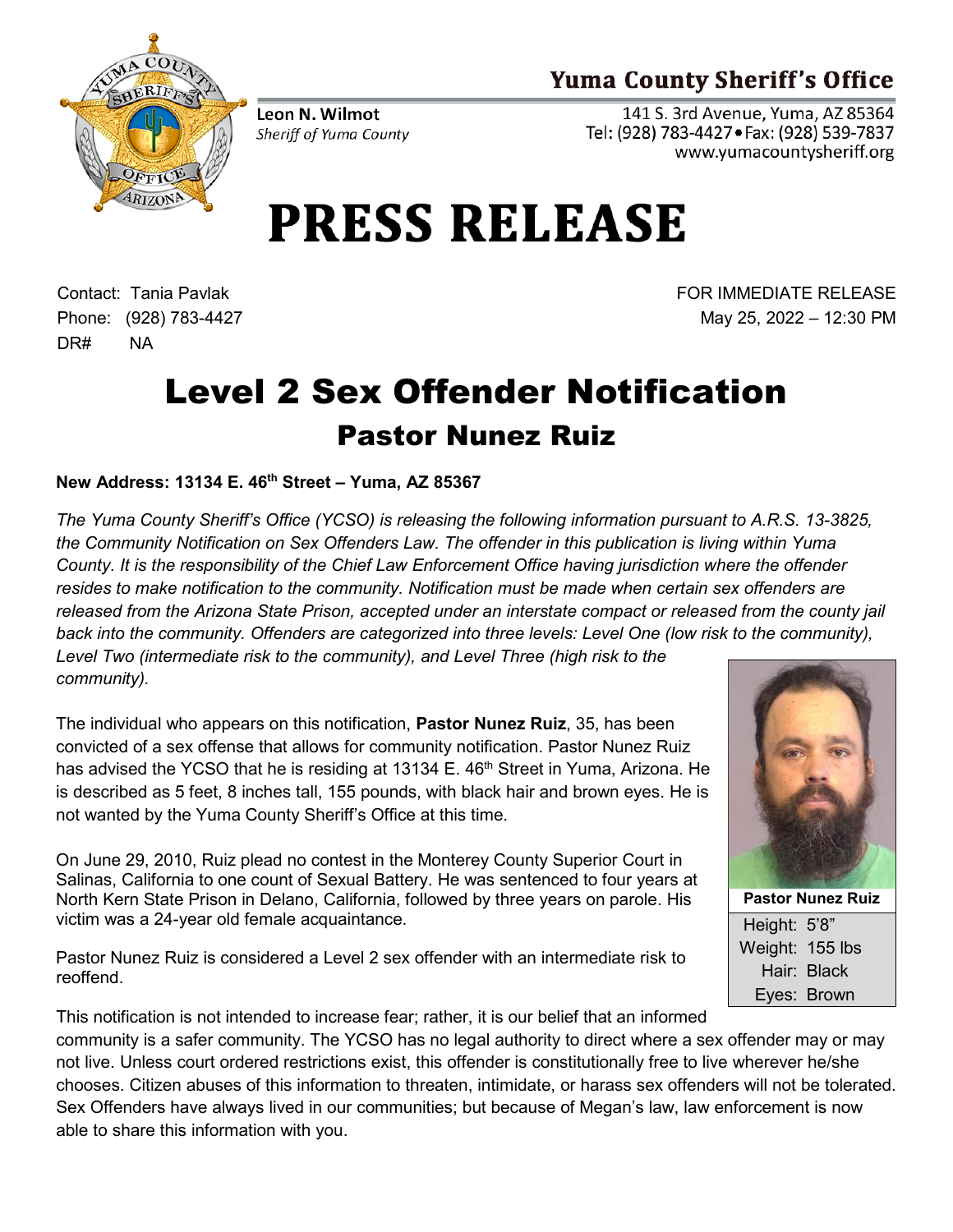**Yuma County Sheriff's Office**

**Leon N. Wilmot**
*Sheriff of Yuma County*

141 S. 3rd Avenue, Yuma, AZ 85364
Tel: (928) 783-4427 • Fax: (928) 539-7837
www.yumacountysheriff.org

# PRESS RELEASE

Contact: Tania Pavlak
Phone: (928) 783-4427
DR# NA

FOR IMMEDIATE RELEASE
May 25, 2022 – 12:30 PM

# Level 2 Sex Offender Notification

## Pastor Nunez Ruiz

**New Address: 13134 E. 46th Street – Yuma, AZ 85367**

*The Yuma County Sheriff's Office (YCSO) is releasing the following information pursuant to A.R.S. 13-3825, the Community Notification on Sex Offenders Law. The offender in this publication is living within Yuma County. It is the responsibility of the Chief Law Enforcement Office having jurisdiction where the offender resides to make notification to the community. Notification must be made when certain sex offenders are released from the Arizona State Prison, accepted under an interstate compact or released from the county jail back into the community. Offenders are categorized into three levels: Level One (low risk to the community), Level Two (intermediate risk to the community), and Level Three (high risk to the community).*

The individual who appears on this notification, **Pastor Nunez Ruiz**, 35, has been convicted of a sex offense that allows for community notification. Pastor Nunez Ruiz has advised the YCSO that he is residing at 13134 E. 46th Street in Yuma, Arizona. He is described as 5 feet, 8 inches tall, 155 pounds, with black hair and brown eyes. He is not wanted by the Yuma County Sheriff's Office at this time.

On June 29, 2010, Ruiz plead no contest in the Monterey County Superior Court in Salinas, California to one count of Sexual Battery. He was sentenced to four years at North Kern State Prison in Delano, California, followed by three years on parole. His victim was a 24-year old female acquaintance.

Pastor Nunez Ruiz is considered a Level 2 sex offender with an intermediate risk to reoffend.

**Pastor Nunez Ruiz**

| | |
|---|---|
| Height: | 5'8" |
| Weight: | 155 lbs |
| Hair: | Black |
| Eyes: | Brown |

This notification is not intended to increase fear; rather, it is our belief that an informed community is a safer community. The YCSO has no legal authority to direct where a sex offender may or may not live. Unless court ordered restrictions exist, this offender is constitutionally free to live wherever he/she chooses. Citizen abuses of this information to threaten, intimidate, or harass sex offenders will not be tolerated. Sex Offenders have always lived in our communities; but because of Megan's law, law enforcement is now able to share this information with you.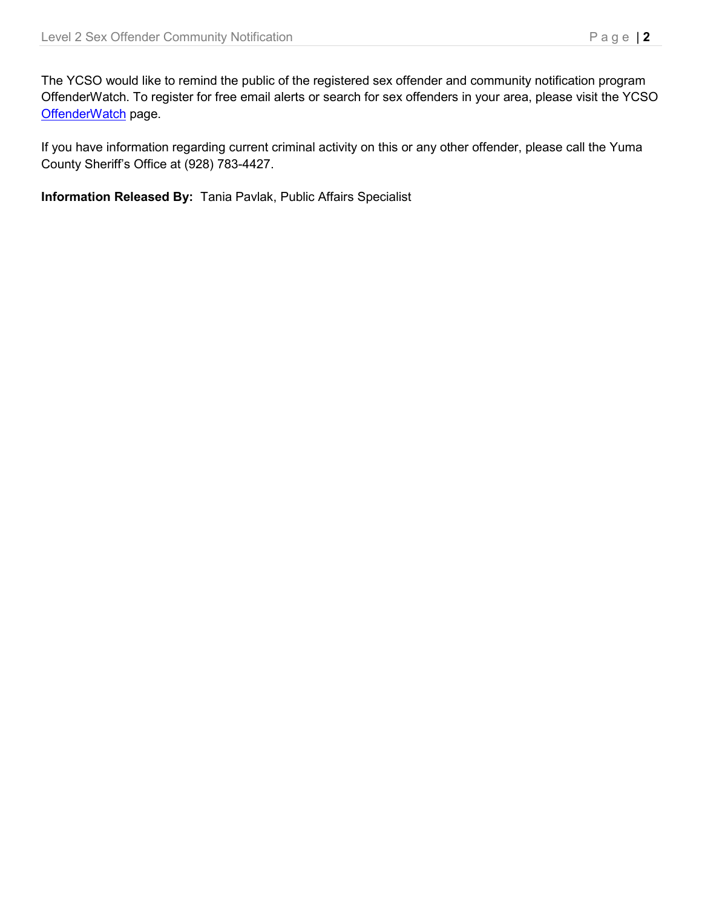The YCSO would like to remind the public of the registered sex offender and community notification program OffenderWatch. To register for free email alerts or search for sex offenders in your area, please visit the YCSO OffenderWatch page.

If you have information regarding current criminal activity on this or any other offender, please call the Yuma County Sheriff's Office at (928) 783-4427.

**Information Released By:** Tania Pavlak, Public Affairs Specialist